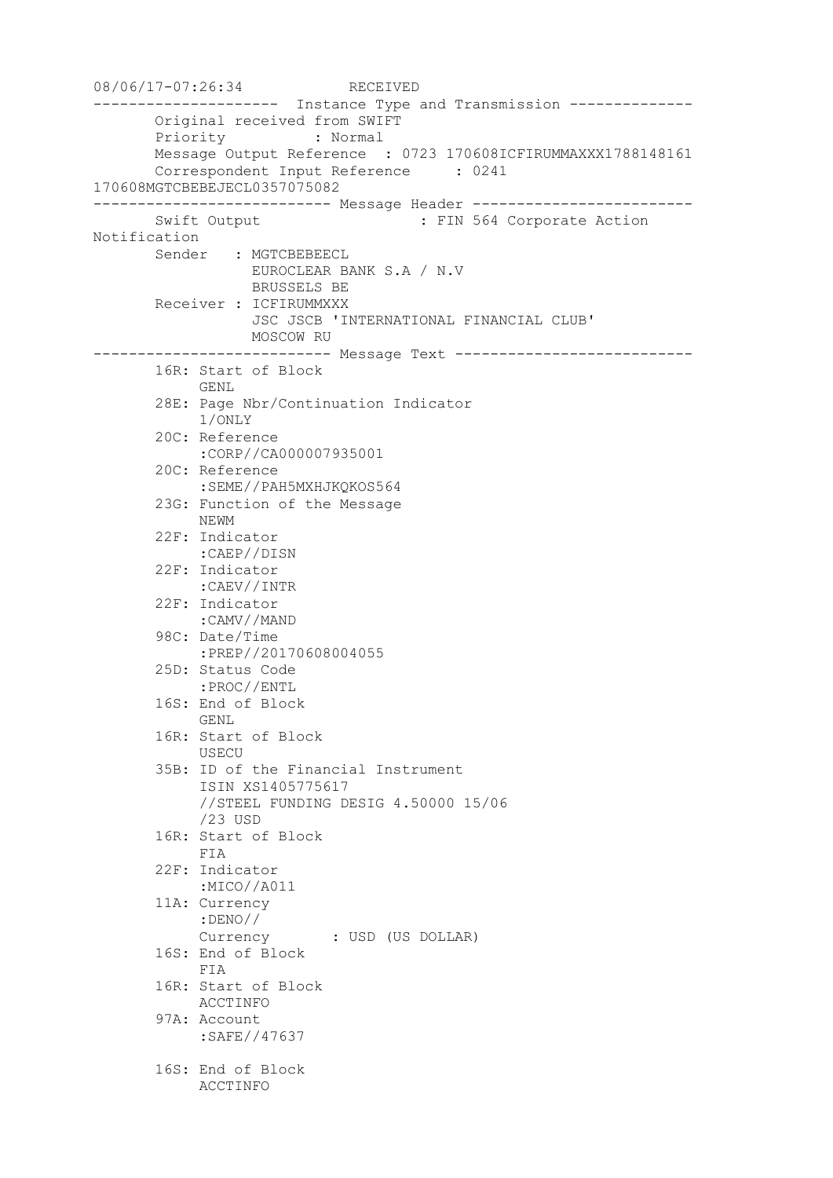```
08/06/17-07:26:34            RECEIVED
---------------------  Instance Type and Transmission --------------
       Original received from SWIFT
       Priority          : Normal
       Message Output Reference  : 0723 170608ICFIRUMMAXXX1788148161
       Correspondent Input Reference     : 0241
170608MGTCBEBEJECL0357075082
--------------------------- Message Header -------------------------
       Swift Output                   : FIN 564 Corporate Action
Notification
       Sender   : MGTCBEBEECL
                  EUROCLEAR BANK S.A / N.V
                  BRUSSELS BE
       Receiver : ICFIRUMMXXX
                  JSC JSCB 'INTERNATIONAL FINANCIAL CLUB'
                  MOSCOW RU
--------------------------- Message Text ---------------------------
       16R: Start of Block
            GENL
       28E: Page Nbr/Continuation Indicator
            1/ONLY
       20C: Reference
            :CORP//CA000007935001
       20C: Reference
            :SEME//PAH5MXHJKQKOS564
       23G: Function of the Message
            NEWM
       22F: Indicator
            :CAEP//DISN
       22F: Indicator
            :CAEV//INTR
       22F: Indicator
            :CAMV//MAND
       98C: Date/Time
            :PREP//20170608004055
       25D: Status Code
            :PROC//ENTL
       16S: End of Block
            GENL
       16R: Start of Block
            USECU
       35B: ID of the Financial Instrument
            ISIN XS1405775617
            //STEEL FUNDING DESIG 4.50000 15/06
            /23 USD
       16R: Start of Block
            FIA
       22F: Indicator
            :MICO//A011
       11A: Currency
            :DENO//
            Currency       : USD (US DOLLAR)
       16S: End of Block
            FIA
       16R: Start of Block
            ACCTINFO
       97A: Account
            :SAFE//47637

       16S: End of Block
            ACCTINFO
```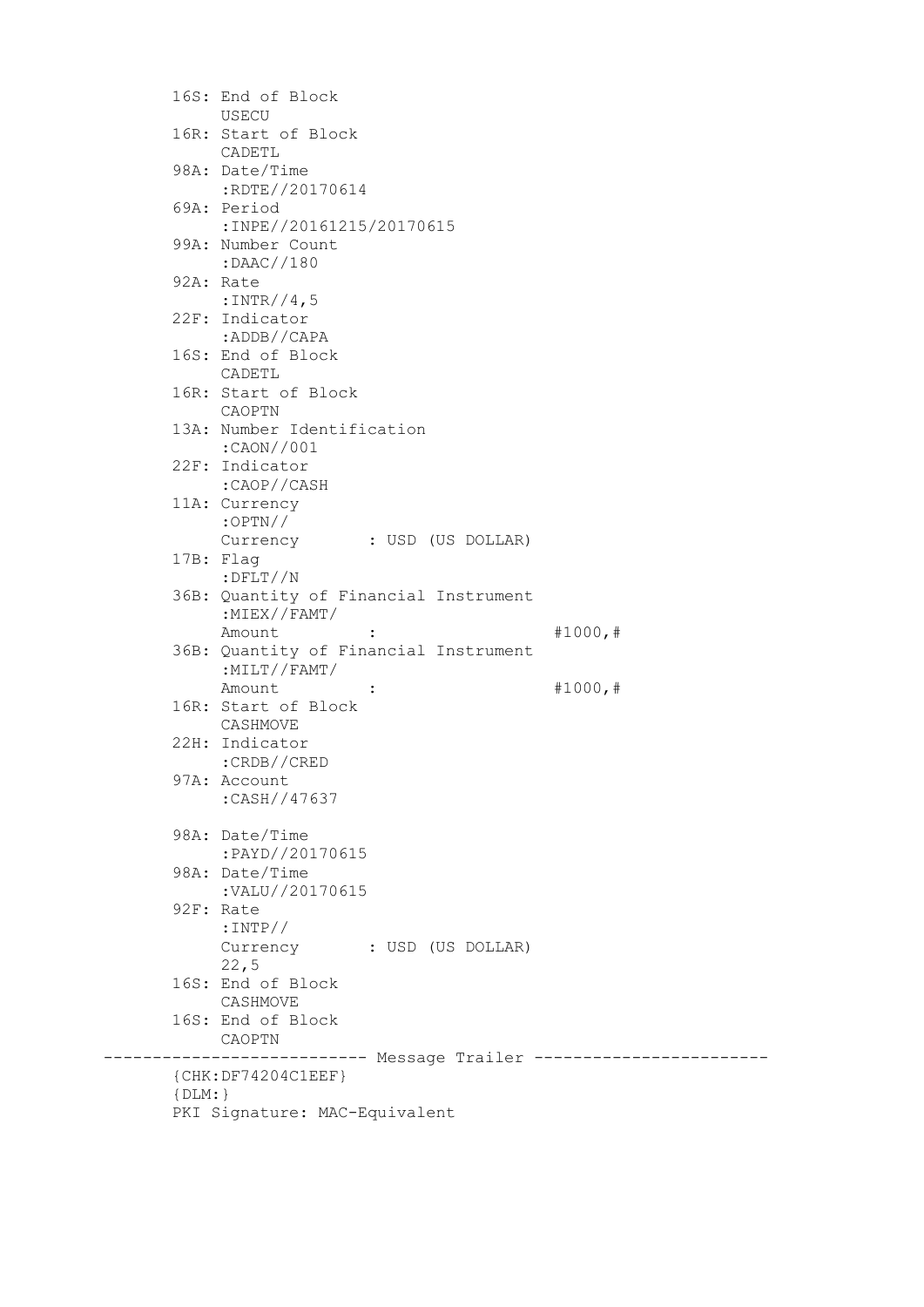```
       16S: End of Block
            USECU
       16R: Start of Block
            CADETL
       98A: Date/Time
            :RDTE//20170614
       69A: Period
            :INPE//20161215/20170615
       99A: Number Count
            :DAAC//180
       92A: Rate
            :INTR//4,5
       22F: Indicator
            :ADDB//CAPA
       16S: End of Block
            CADETL
       16R: Start of Block
            CAOPTN
       13A: Number Identification
            :CAON//001
       22F: Indicator
            :CAOP//CASH
       11A: Currency
            :OPTN//
            Currency       : USD (US DOLLAR)
       17B: Flag
            :DFLT//N
       36B: Quantity of Financial Instrument
            :MIEX//FAMT/
            Amount         :                    #1000,#
       36B: Quantity of Financial Instrument
            :MILT//FAMT/
            Amount         :                    #1000,#
       16R: Start of Block
            CASHMOVE
       22H: Indicator
            :CRDB//CRED
       97A: Account
            :CASH//47637

       98A: Date/Time
            :PAYD//20170615
       98A: Date/Time
            :VALU//20170615
       92F: Rate
            :INTP//
            Currency       : USD (US DOLLAR)
            22,5
       16S: End of Block
            CASHMOVE
       16S: End of Block
            CAOPTN
--------------------------- Message Trailer ------------------------
       {CHK:DF74204C1EEF}
       {DLM:}
       PKI Signature: MAC-Equivalent
```